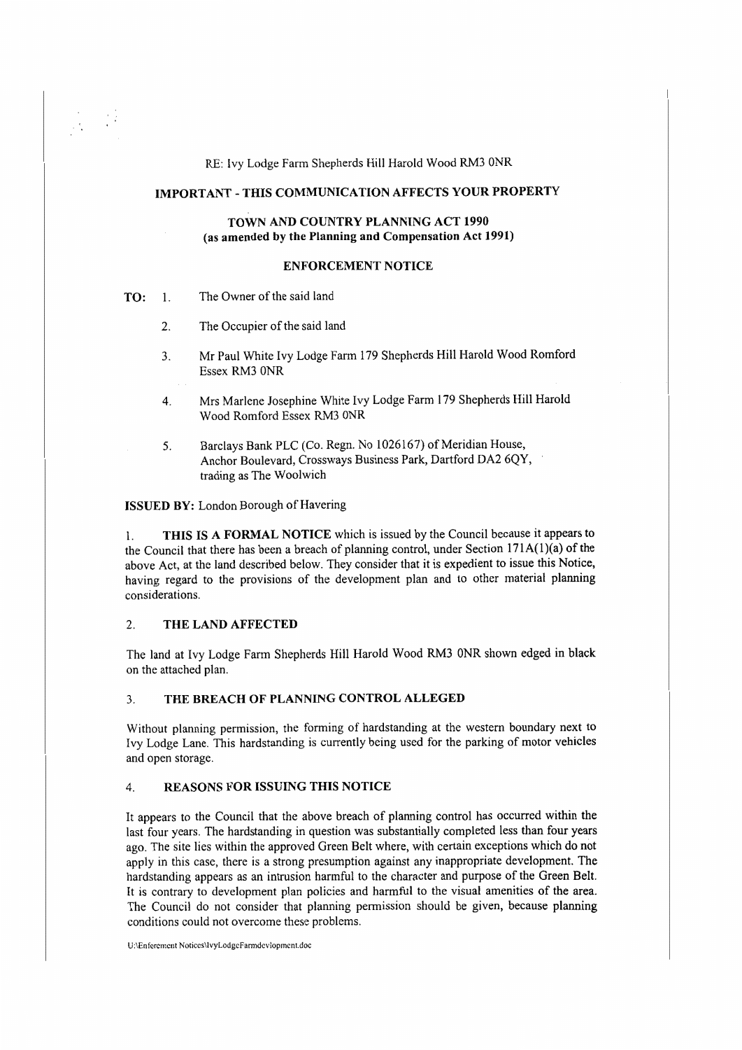RE: Ivy Lodge Farm Shepherds Hill Harold Wood RM3 0NR

**IMPORTANT - THIS COMMUNICATION AFFECTS YOUR PROPERTY**

**TOWN AND COUNTRY PLANNING ACT 1990**
**(as amended by the Planning and Compensation Act 1991)**

**ENFORCEMENT NOTICE**

**TO:**
1. The Owner of the said land
2. The Occupier of the said land
3. Mr Paul White Ivy Lodge Farm 179 Shepherds Hill Harold Wood Romford Essex RM3 0NR
4. Mrs Marlene Josephine White Ivy Lodge Farm 179 Shepherds Hill Harold Wood Romford Essex RM3 0NR
5. Barclays Bank PLC (Co. Regn. No 1026167) of Meridian House, Anchor Boulevard, Crossways Business Park, Dartford DA2 6QY, trading as The Woolwich

**ISSUED BY:** London Borough of Havering

1. **THIS IS A FORMAL NOTICE** which is issued by the Council because it appears to the Council that there has been a breach of planning control, under Section 171A(1)(a) of the above Act, at the land described below. They consider that it is expedient to issue this Notice, having regard to the provisions of the development plan and to other material planning considerations.

## 2. THE LAND AFFECTED

The land at Ivy Lodge Farm Shepherds Hill Harold Wood RM3 0NR shown edged in black on the attached plan.

## 3. THE BREACH OF PLANNING CONTROL ALLEGED

Without planning permission, the forming of hardstanding at the western boundary next to Ivy Lodge Lane. This hardstanding is currently being used for the parking of motor vehicles and open storage.

## 4. REASONS FOR ISSUING THIS NOTICE

It appears to the Council that the above breach of planning control has occurred within the last four years. The hardstanding in question was substantially completed less than four years ago. The site lies within the approved Green Belt where, with certain exceptions which do not apply in this case, there is a strong presumption against any inappropriate development. The hardstanding appears as an intrusion harmful to the character and purpose of the Green Belt. It is contrary to development plan policies and harmful to the visual amenities of the area. The Council do not consider that planning permission should be given, because planning conditions could not overcome these problems.

U:\Enforcement Notices\IvyLodgeFarmdevlopment.doc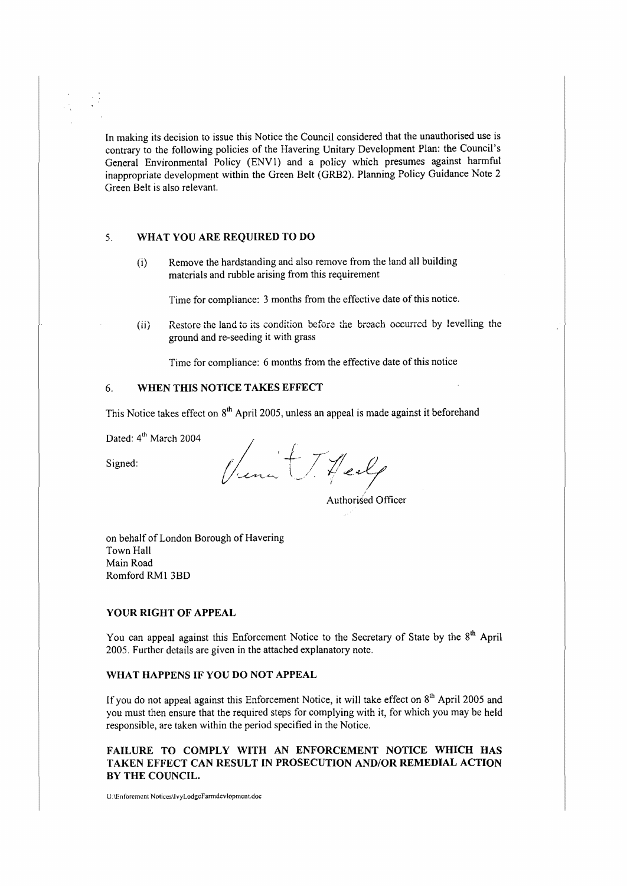In making its decision to issue this Notice the Council considered that the unauthorised use is contrary to the following policies of the Havering Unitary Development Plan: the Council's General Environmental Policy (ENV1) and a policy which presumes against harmful inappropriate development within the Green Belt (GRB2). Planning Policy Guidance Note 2 Green Belt is also relevant.

## 5. WHAT YOU ARE REQUIRED TO DO

(i) Remove the hardstanding and also remove from the land all building materials and rubble arising from this requirement

Time for compliance: 3 months from the effective date of this notice.

(ii) Restore the land to its condition before the breach occurred by levelling the ground and re-seeding it with grass

Time for compliance: 6 months from the effective date of this notice

## 6. WHEN THIS NOTICE TAKES EFFECT

This Notice takes effect on 8th April 2005, unless an appeal is made against it beforehand

Dated: 4th March 2004

Signed:

Authorised Officer

on behalf of London Borough of Havering
Town Hall
Main Road
Romford RM1 3BD

## YOUR RIGHT OF APPEAL

You can appeal against this Enforcement Notice to the Secretary of State by the 8th April 2005. Further details are given in the attached explanatory note.

## WHAT HAPPENS IF YOU DO NOT APPEAL

If you do not appeal against this Enforcement Notice, it will take effect on 8th April 2005 and you must then ensure that the required steps for complying with it, for which you may be held responsible, are taken within the period specified in the Notice.

**FAILURE TO COMPLY WITH AN ENFORCEMENT NOTICE WHICH HAS TAKEN EFFECT CAN RESULT IN PROSECUTION AND/OR REMEDIAL ACTION BY THE COUNCIL.**

U:\Enforcement Notices\IvyLodgeFarmdevlopment.doc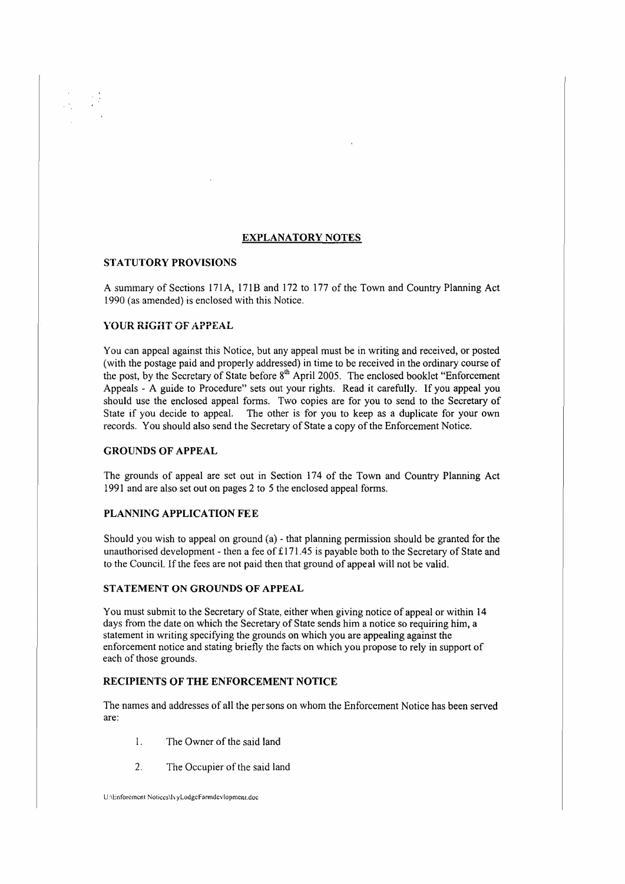## EXPLANATORY NOTES

### STATUTORY PROVISIONS

A summary of Sections 171A, 171B and 172 to 177 of the Town and Country Planning Act 1990 (as amended) is enclosed with this Notice.

### YOUR RIGHT OF APPEAL

You can appeal against this Notice, but any appeal must be in writing and received, or posted (with the postage paid and properly addressed) in time to be received in the ordinary course of the post, by the Secretary of State before 8th April 2005. The enclosed booklet "Enforcement Appeals - A guide to Procedure" sets out your rights. Read it carefully. If you appeal you should use the enclosed appeal forms. Two copies are for you to send to the Secretary of State if you decide to appeal. The other is for you to keep as a duplicate for your own records. You should also send the Secretary of State a copy of the Enforcement Notice.

### GROUNDS OF APPEAL

The grounds of appeal are set out in Section 174 of the Town and Country Planning Act 1991 and are also set out on pages 2 to 5 the enclosed appeal forms.

### PLANNING APPLICATION FEE

Should you wish to appeal on ground (a) - that planning permission should be granted for the unauthorised development - then a fee of £171.45 is payable both to the Secretary of State and to the Council. If the fees are not paid then that ground of appeal will not be valid.

### STATEMENT ON GROUNDS OF APPEAL

You must submit to the Secretary of State, either when giving notice of appeal or within 14 days from the date on which the Secretary of State sends him a notice so requiring him, a statement in writing specifying the grounds on which you are appealing against the enforcement notice and stating briefly the facts on which you propose to rely in support of each of those grounds.

### RECIPIENTS OF THE ENFORCEMENT NOTICE

The names and addresses of all the persons on whom the Enforcement Notice has been served are:

1. The Owner of the said land
2. The Occupier of the said land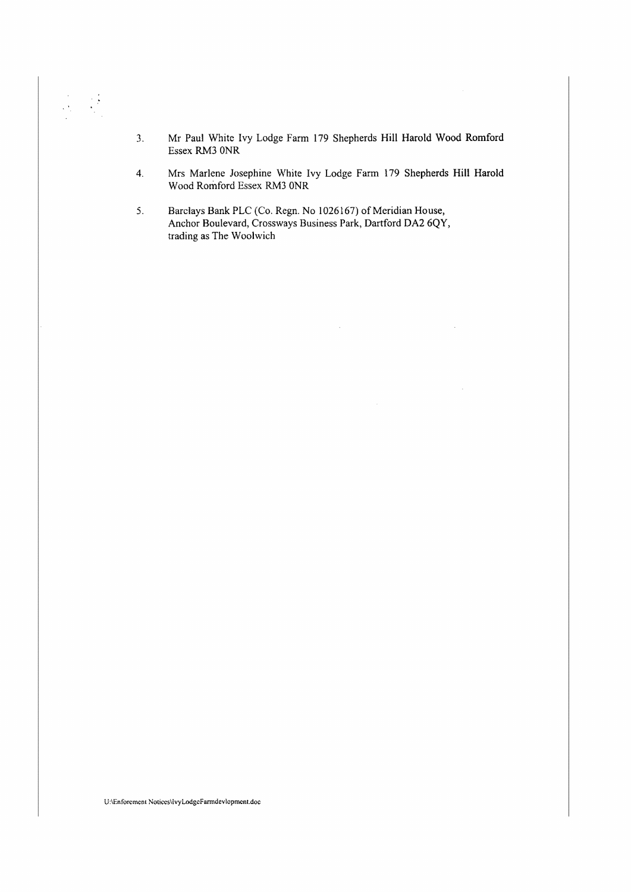3. Mr Paul White Ivy Lodge Farm 179 Shepherds Hill Harold Wood Romford Essex RM3 0NR

4. Mrs Marlene Josephine White Ivy Lodge Farm 179 Shepherds Hill Harold Wood Romford Essex RM3 0NR

5. Barclays Bank PLC (Co. Regn. No 1026167) of Meridian House, Anchor Boulevard, Crossways Business Park, Dartford DA2 6QY, trading as The Woolwich

U:\Enforcement Notices\IvyLodgeFarmdevlopment.doc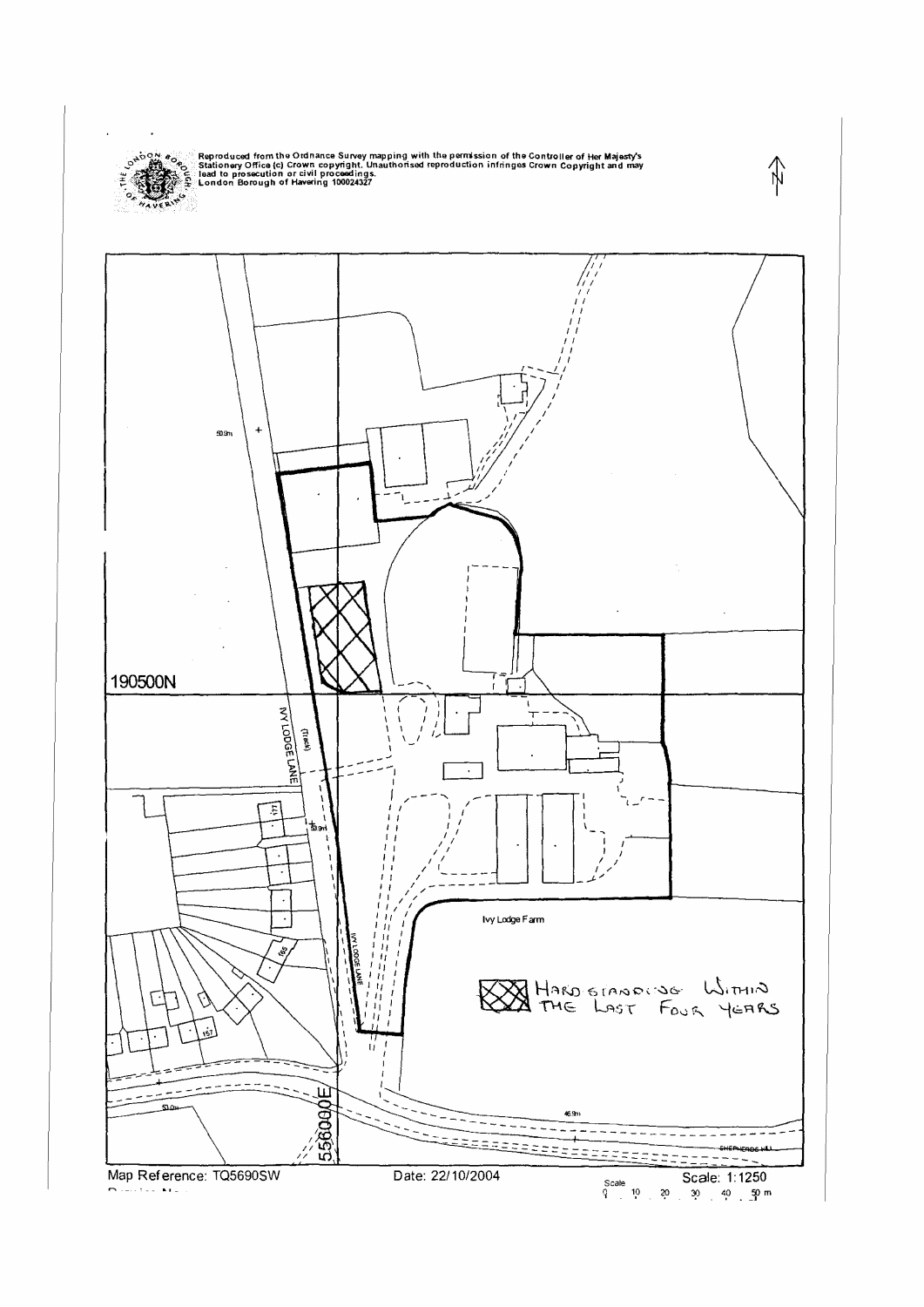Reproduced from the Ordnance Survey mapping with the permission of the Controller of Her Majesty's Stationery Office (c) Crown copyright. Unauthorised reproduction infringes Crown Copyright and may lead to prosecution or civil proceedings. London Borough of Havering 100024327

N

190500N

556000E

IVY LODGE LANE

(Track)

Ivy Lodge Farm

HARD STANDING WITHIN THE LAST FOUR YEARS

SHEPHERDS HILL

Map Reference: TQ5690SW

Date: 22/10/2004

Scale: 1:1250

Scale 0 10 20 30 40 50 m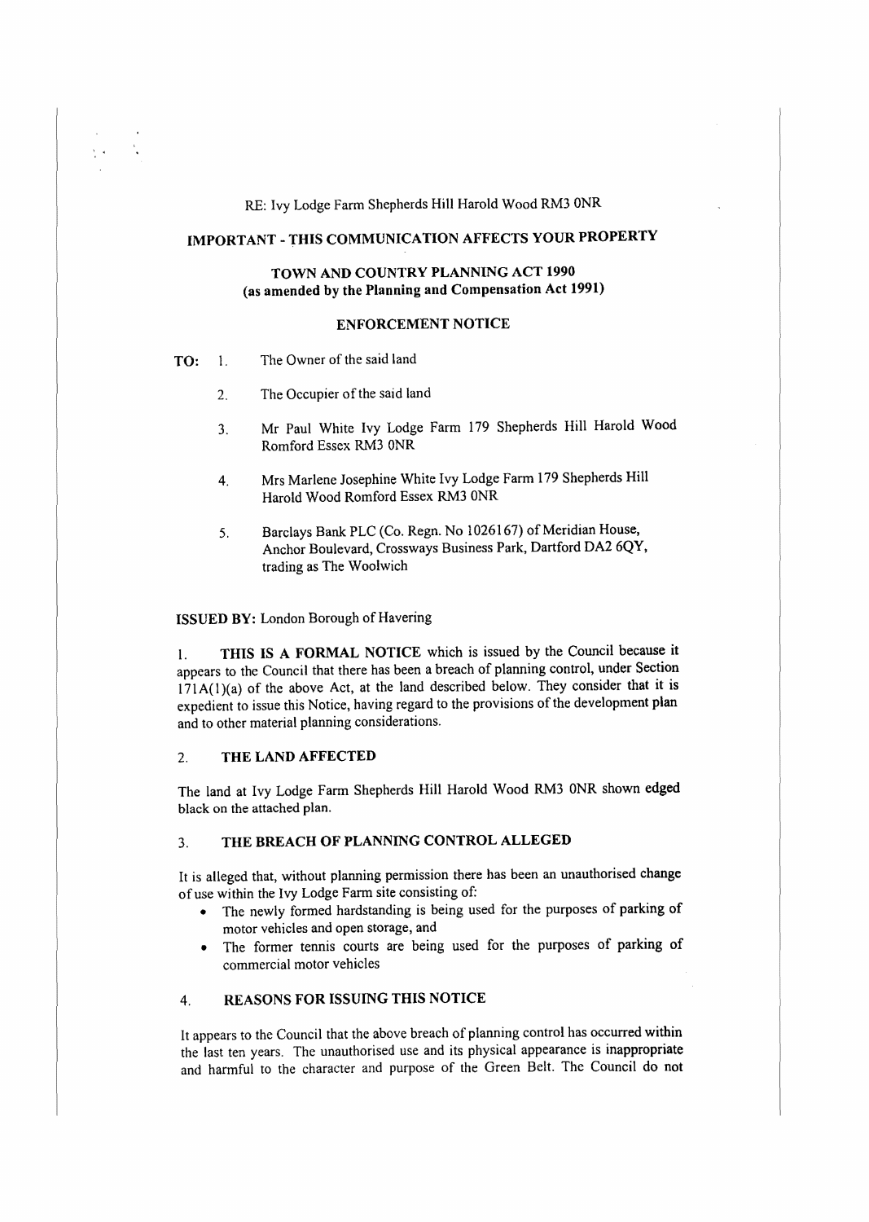RE: Ivy Lodge Farm Shepherds Hill Harold Wood RM3 0NR

## IMPORTANT - THIS COMMUNICATION AFFECTS YOUR PROPERTY

**TOWN AND COUNTRY PLANNING ACT 1990**
**(as amended by the Planning and Compensation Act 1991)**

**ENFORCEMENT NOTICE**

**TO:**

1. The Owner of the said land
2. The Occupier of the said land
3. Mr Paul White Ivy Lodge Farm 179 Shepherds Hill Harold Wood Romford Essex RM3 0NR
4. Mrs Marlene Josephine White Ivy Lodge Farm 179 Shepherds Hill Harold Wood Romford Essex RM3 0NR
5. Barclays Bank PLC (Co. Regn. No 1026167) of Meridian House, Anchor Boulevard, Crossways Business Park, Dartford DA2 6QY, trading as The Woolwich

**ISSUED BY:** London Borough of Havering

1. **THIS IS A FORMAL NOTICE** which is issued by the Council because it appears to the Council that there has been a breach of planning control, under Section 171A(1)(a) of the above Act, at the land described below. They consider that it is expedient to issue this Notice, having regard to the provisions of the development plan and to other material planning considerations.

2. **THE LAND AFFECTED**

The land at Ivy Lodge Farm Shepherds Hill Harold Wood RM3 0NR shown edged black on the attached plan.

3. **THE BREACH OF PLANNING CONTROL ALLEGED**

It is alleged that, without planning permission there has been an unauthorised change of use within the Ivy Lodge Farm site consisting of:

- The newly formed hardstanding is being used for the purposes of parking of motor vehicles and open storage, and
- The former tennis courts are being used for the purposes of parking of commercial motor vehicles

4. **REASONS FOR ISSUING THIS NOTICE**

It appears to the Council that the above breach of planning control has occurred within the last ten years. The unauthorised use and its physical appearance is inappropriate and harmful to the character and purpose of the Green Belt. The Council do not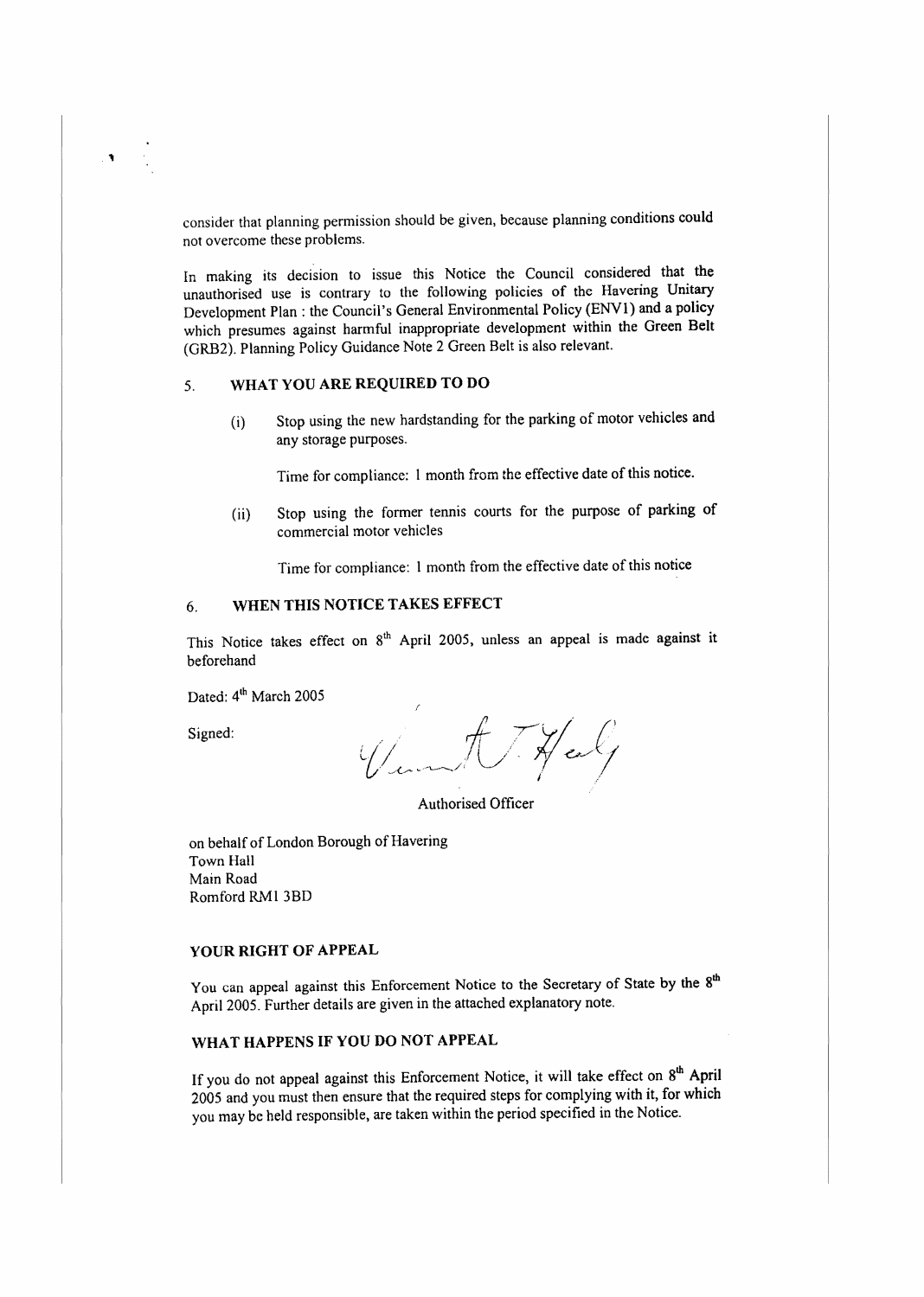consider that planning permission should be given, because planning conditions could not overcome these problems.

In making its decision to issue this Notice the Council considered that the unauthorised use is contrary to the following policies of the Havering Unitary Development Plan : the Council's General Environmental Policy (ENV1) and a policy which presumes against harmful inappropriate development within the Green Belt (GRB2). Planning Policy Guidance Note 2 Green Belt is also relevant.

## 5. WHAT YOU ARE REQUIRED TO DO

(i) Stop using the new hardstanding for the parking of motor vehicles and any storage purposes.

Time for compliance: 1 month from the effective date of this notice.

(ii) Stop using the former tennis courts for the purpose of parking of commercial motor vehicles

Time for compliance: 1 month from the effective date of this notice

## 6. WHEN THIS NOTICE TAKES EFFECT

This Notice takes effect on 8th April 2005, unless an appeal is made against it beforehand

Dated: 4th March 2005

Signed:

Authorised Officer

on behalf of London Borough of Havering
Town Hall
Main Road
Romford RM1 3BD

## YOUR RIGHT OF APPEAL

You can appeal against this Enforcement Notice to the Secretary of State by the 8th April 2005. Further details are given in the attached explanatory note.

## WHAT HAPPENS IF YOU DO NOT APPEAL

If you do not appeal against this Enforcement Notice, it will take effect on 8th April 2005 and you must then ensure that the required steps for complying with it, for which you may be held responsible, are taken within the period specified in the Notice.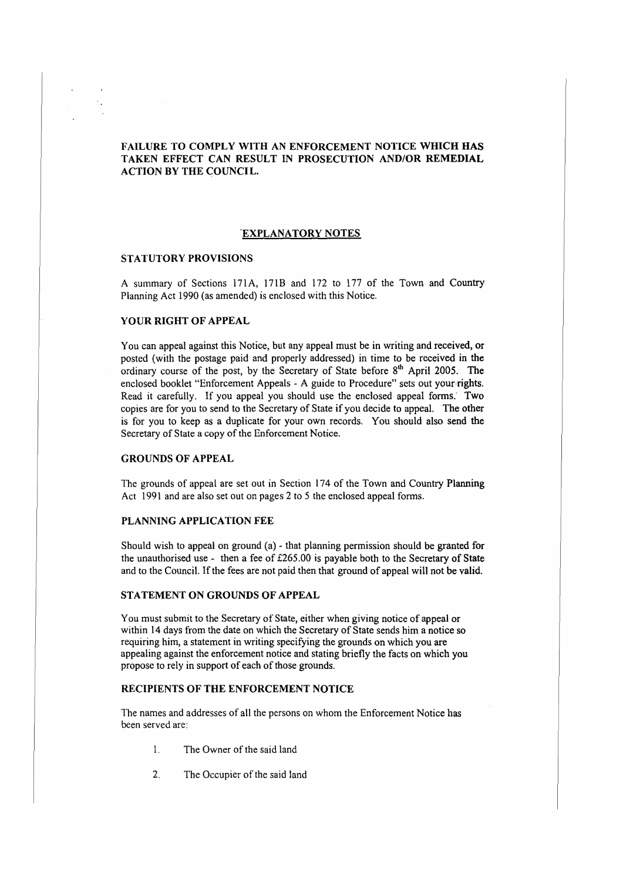**FAILURE TO COMPLY WITH AN ENFORCEMENT NOTICE WHICH HAS TAKEN EFFECT CAN RESULT IN PROSECUTION AND/OR REMEDIAL ACTION BY THE COUNCIL.**

## EXPLANATORY NOTES

### STATUTORY PROVISIONS

A summary of Sections 171A, 171B and 172 to 177 of the Town and Country Planning Act 1990 (as amended) is enclosed with this Notice.

### YOUR RIGHT OF APPEAL

You can appeal against this Notice, but any appeal must be in writing and received, or posted (with the postage paid and properly addressed) in time to be received in the ordinary course of the post, by the Secretary of State before 8th April 2005. The enclosed booklet "Enforcement Appeals - A guide to Procedure" sets out your rights. Read it carefully. If you appeal you should use the enclosed appeal forms. Two copies are for you to send to the Secretary of State if you decide to appeal. The other is for you to keep as a duplicate for your own records. You should also send the Secretary of State a copy of the Enforcement Notice.

### GROUNDS OF APPEAL

The grounds of appeal are set out in Section 174 of the Town and Country Planning Act 1991 and are also set out on pages 2 to 5 the enclosed appeal forms.

### PLANNING APPLICATION FEE

Should wish to appeal on ground (a) - that planning permission should be granted for the unauthorised use - then a fee of £265.00 is payable both to the Secretary of State and to the Council. If the fees are not paid then that ground of appeal will not be valid.

### STATEMENT ON GROUNDS OF APPEAL

You must submit to the Secretary of State, either when giving notice of appeal or within 14 days from the date on which the Secretary of State sends him a notice so requiring him, a statement in writing specifying the grounds on which you are appealing against the enforcement notice and stating briefly the facts on which you propose to rely in support of each of those grounds.

### RECIPIENTS OF THE ENFORCEMENT NOTICE

The names and addresses of all the persons on whom the Enforcement Notice has been served are:

1. The Owner of the said land
2. The Occupier of the said land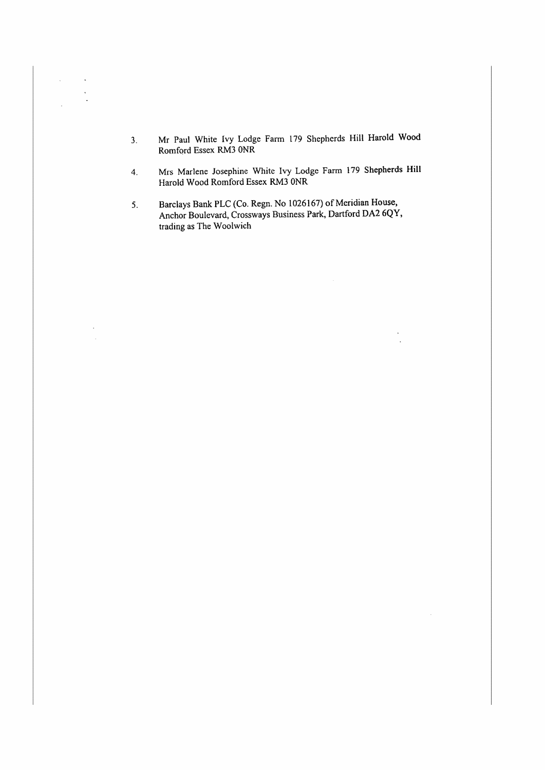3. Mr Paul White Ivy Lodge Farm 179 Shepherds Hill Harold Wood Romford Essex RM3 0NR

4. Mrs Marlene Josephine White Ivy Lodge Farm 179 Shepherds Hill Harold Wood Romford Essex RM3 0NR

5. Barclays Bank PLC (Co. Regn. No 1026167) of Meridian House, Anchor Boulevard, Crossways Business Park, Dartford DA2 6QY, trading as The Woolwich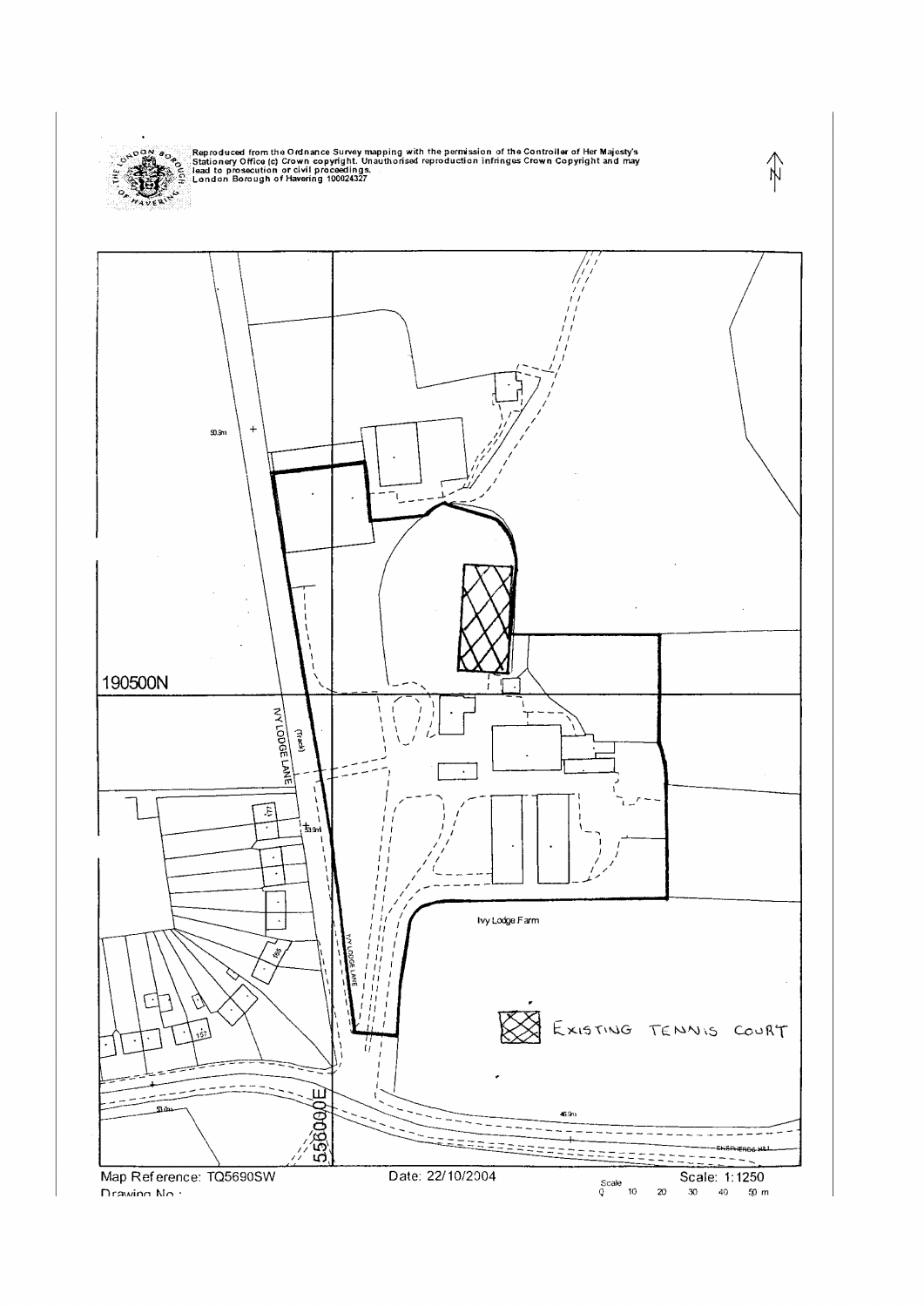Reproduced from the Ordnance Survey mapping with the permission of the Controller of Her Majesty's Stationery Office (c) Crown copyright. Unauthorised reproduction infringes Crown Copyright and may lead to prosecution or civil proceedings.
London Borough of Havering 100024327

N

50.9m

190500N

IVY LODGE LANE

(Track)

177

53.9m

185

IVY LODGE LANE

157

Ivy Lodge Farm

EXISTING TENNIS COURT

50.0m

556000E

46.9m

SHEPHERDS HILL

Map Reference: TQ5690SW

Drawing No.:

Date: 22/10/2004

Scale
0 10 20 30 40 50 m

Scale: 1:1250